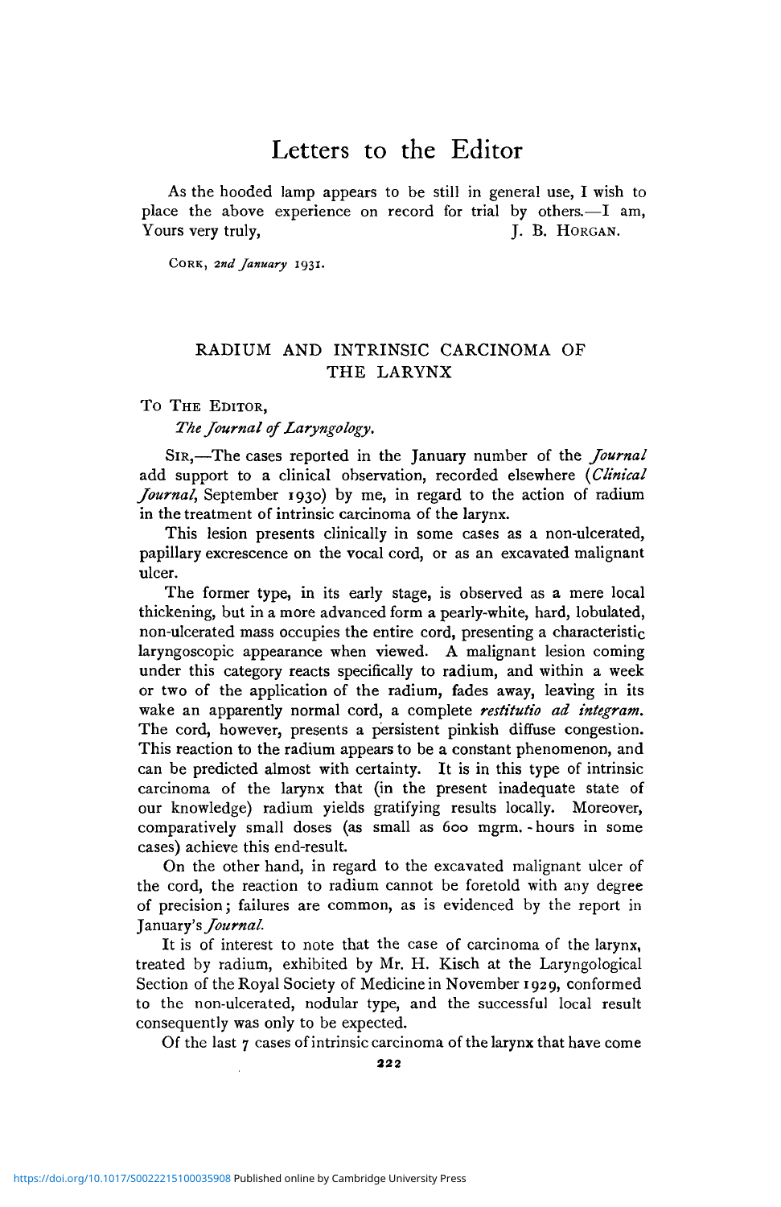# Letters to the Editor

As the hooded lamp appears to be still in general use, I wish to place the above experience on record for trial by others.—I am,
Yours very truly,
J. B. HORGAN.

CORK, *2nd January* 1931.

## RADIUM AND INTRINSIC CARCINOMA OF THE LARYNX

TO THE EDITOR,
*The Journal of Laryngology.*

SIR,—The cases reported in the January number of the *Journal* add support to a clinical observation, recorded elsewhere (*Clinical Journal*, September 1930) by me, in regard to the action of radium in the treatment of intrinsic carcinoma of the larynx.

This lesion presents clinically in some cases as a non-ulcerated, papillary excrescence on the vocal cord, or as an excavated malignant ulcer.

The former type, in its early stage, is observed as a mere local thickening, but in a more advanced form a pearly-white, hard, lobulated, non-ulcerated mass occupies the entire cord, presenting a characteristic laryngoscopic appearance when viewed. A malignant lesion coming under this category reacts specifically to radium, and within a week or two of the application of the radium, fades away, leaving in its wake an apparently normal cord, a complete *restitutio ad integram.* The cord, however, presents a persistent pinkish diffuse congestion. This reaction to the radium appears to be a constant phenomenon, and can be predicted almost with certainty. It is in this type of intrinsic carcinoma of the larynx that (in the present inadequate state of our knowledge) radium yields gratifying results locally. Moreover, comparatively small doses (as small as 600 mgrm.-hours in some cases) achieve this end-result.

On the other hand, in regard to the excavated malignant ulcer of the cord, the reaction to radium cannot be foretold with any degree of precision; failures are common, as is evidenced by the report in January's *Journal.*

It is of interest to note that the case of carcinoma of the larynx, treated by radium, exhibited by Mr. H. Kisch at the Laryngological Section of the Royal Society of Medicine in November 1929, conformed to the non-ulcerated, nodular type, and the successful local result consequently was only to be expected.

Of the last 7 cases of intrinsic carcinoma of the larynx that have come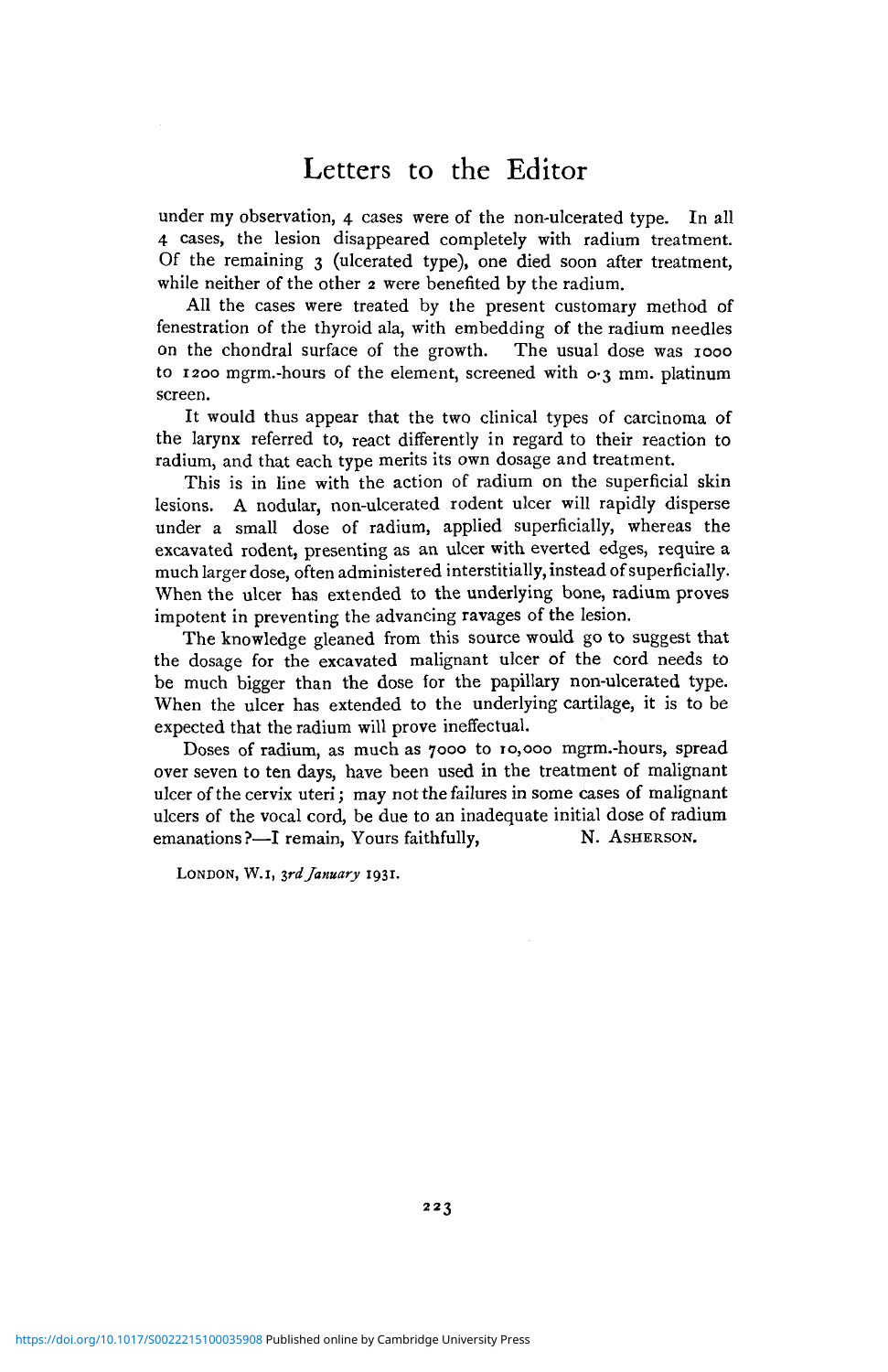under my observation, 4 cases were of the non-ulcerated type. In all 4 cases, the lesion disappeared completely with radium treatment. Of the remaining 3 (ulcerated type), one died soon after treatment, while neither of the other 2 were benefited by the radium.

All the cases were treated by the present customary method of fenestration of the thyroid ala, with embedding of the radium needles on the chondral surface of the growth. The usual dose was 1000 to 1200 mgrm.-hours of the element, screened with 0·3 mm. platinum screen.

It would thus appear that the two clinical types of carcinoma of the larynx referred to, react differently in regard to their reaction to radium, and that each type merits its own dosage and treatment.

This is in line with the action of radium on the superficial skin lesions. A nodular, non-ulcerated rodent ulcer will rapidly disperse under a small dose of radium, applied superficially, whereas the excavated rodent, presenting as an ulcer with everted edges, require a much larger dose, often administered interstitially, instead of superficially. When the ulcer has extended to the underlying bone, radium proves impotent in preventing the advancing ravages of the lesion.

The knowledge gleaned from this source would go to suggest that the dosage for the excavated malignant ulcer of the cord needs to be much bigger than the dose for the papillary non-ulcerated type. When the ulcer has extended to the underlying cartilage, it is to be expected that the radium will prove ineffectual.

Doses of radium, as much as 7000 to 10,000 mgrm.-hours, spread over seven to ten days, have been used in the treatment of malignant ulcer of the cervix uteri; may not the failures in some cases of malignant ulcers of the vocal cord, be due to an inadequate initial dose of radium emanations?—I remain, Yours faithfully,

N. ASHERSON.

LONDON, W.1, *3rd January* 1931.